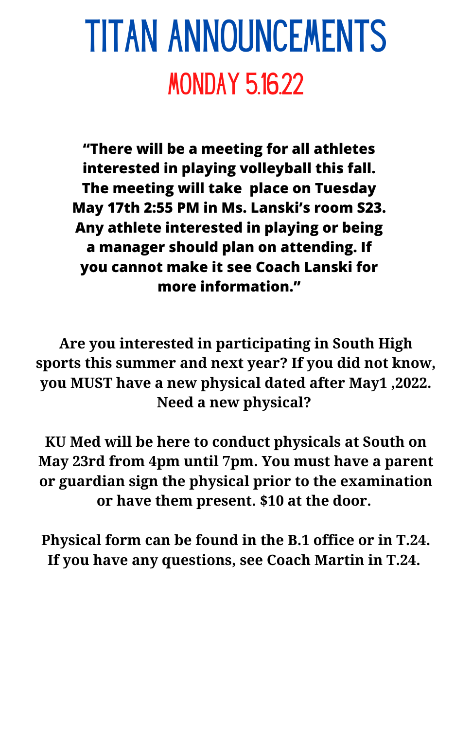# TITAN ANNOUNCEMENTS

## MONDAY 5.16.22

**"There will be a meeting for all athletes interested in playing volleyball this fall. The meeting will take place on Tuesday May 17th 2:55 PM in Ms. Lanski's room S23. Any athlete interested in playing or being a manager should plan on attending. If you cannot make it see Coach Lanski for more information."**

**Are you interested in participating in South High sports this summer and next year? If you did not know, you MUST have a new physical dated after May1 ,2022. Need a new physical?**

**KU Med will be here to conduct physicals at South on May 23rd from 4pm until 7pm. You must have a parent or guardian sign the physical prior to the examination or have them present. $10 at the door.**

**Physical form can be found in the B.1 office or in T.24. If you have any questions, see Coach Martin in T.24.**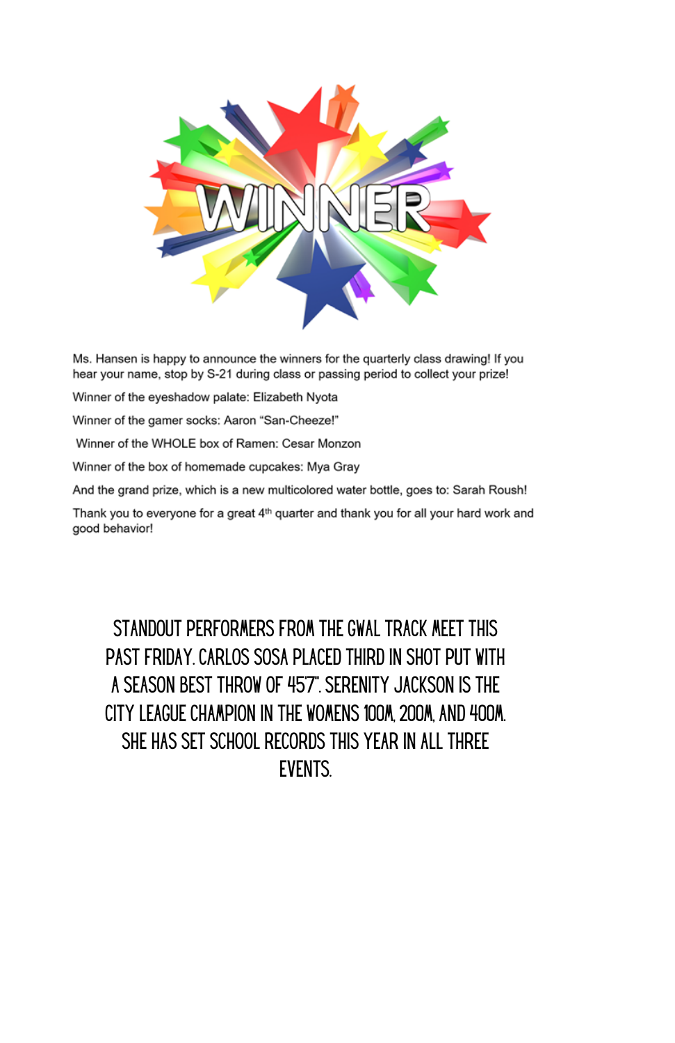# WINNER

Ms. Hansen is happy to announce the winners for the quarterly class drawing! If you hear your name, stop by S-21 during class or passing period to collect your prize!

Winner of the eyeshadow palate: Elizabeth Nyota

Winner of the gamer socks: Aaron "San-Cheeze!"

Winner of the WHOLE box of Ramen: Cesar Monzon

Winner of the box of homemade cupcakes: Mya Gray

And the grand prize, which is a new multicolored water bottle, goes to: Sarah Roush!

Thank you to everyone for a great 4th quarter and thank you for all your hard work and good behavior!

STANDOUT PERFORMERS FROM THE GWAL TRACK MEET THIS PAST FRIDAY. CARLOS SOSA PLACED THIRD IN SHOT PUT WITH A SEASON BEST THROW OF 45'7". SERENITY JACKSON IS THE CITY LEAGUE CHAMPION IN THE WOMENS 100M, 200M, AND 400M. SHE HAS SET SCHOOL RECORDS THIS YEAR IN ALL THREE EVENTS.